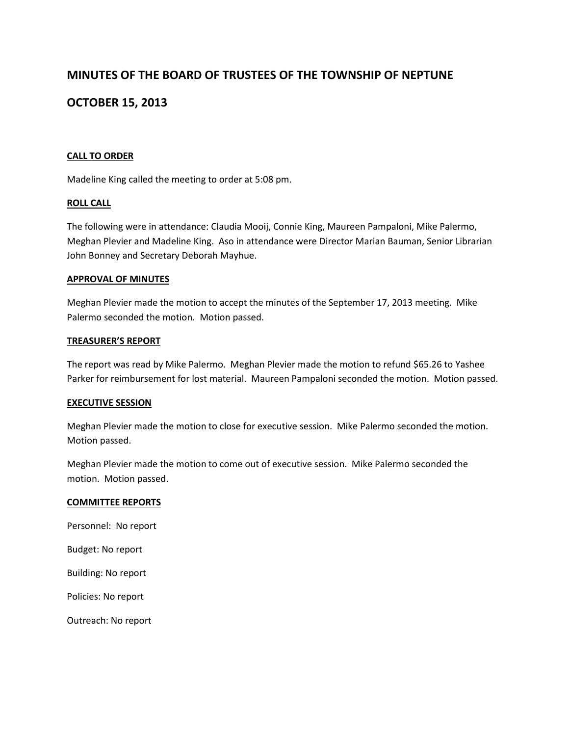# MINUTES OF THE BOARD OF TRUSTEES OF THE TOWNSHIP OF NEPTUNE

# OCTOBER 15, 2013

**CALL TO ORDER**

Madeline King called the meeting to order at 5:08 pm.

**ROLL CALL**

The following were in attendance: Claudia Mooij, Connie King, Maureen Pampaloni, Mike Palermo, Meghan Plevier and Madeline King. Aso in attendance were Director Marian Bauman, Senior Librarian John Bonney and Secretary Deborah Mayhue.

**APPROVAL OF MINUTES**

Meghan Plevier made the motion to accept the minutes of the September 17, 2013 meeting. Mike Palermo seconded the motion. Motion passed.

**TREASURER'S REPORT**

The report was read by Mike Palermo. Meghan Plevier made the motion to refund $65.26 to Yashee Parker for reimbursement for lost material. Maureen Pampaloni seconded the motion. Motion passed.

**EXECUTIVE SESSION**

Meghan Plevier made the motion to close for executive session. Mike Palermo seconded the motion. Motion passed.

Meghan Plevier made the motion to come out of executive session. Mike Palermo seconded the motion. Motion passed.

**COMMITTEE REPORTS**

Personnel: No report

Budget: No report

Building: No report

Policies: No report

Outreach: No report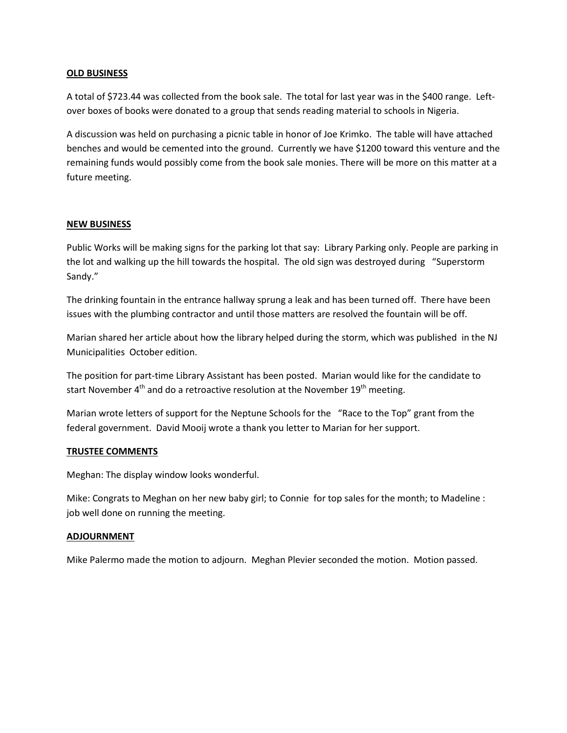**OLD BUSINESS**

A total of $723.44 was collected from the book sale. The total for last year was in the $400 range. Left-over boxes of books were donated to a group that sends reading material to schools in Nigeria.

A discussion was held on purchasing a picnic table in honor of Joe Krimko. The table will have attached benches and would be cemented into the ground. Currently we have $1200 toward this venture and the remaining funds would possibly come from the book sale monies. There will be more on this matter at a future meeting.

**NEW BUSINESS**

Public Works will be making signs for the parking lot that say: Library Parking only. People are parking in the lot and walking up the hill towards the hospital. The old sign was destroyed during "Superstorm Sandy."

The drinking fountain in the entrance hallway sprung a leak and has been turned off. There have been issues with the plumbing contractor and until those matters are resolved the fountain will be off.

Marian shared her article about how the library helped during the storm, which was published in the NJ Municipalities October edition.

The position for part-time Library Assistant has been posted. Marian would like for the candidate to start November 4th and do a retroactive resolution at the November 19th meeting.

Marian wrote letters of support for the Neptune Schools for the "Race to the Top" grant from the federal government. David Mooij wrote a thank you letter to Marian for her support.

**TRUSTEE COMMENTS**

Meghan: The display window looks wonderful.

Mike: Congrats to Meghan on her new baby girl; to Connie for top sales for the month; to Madeline : job well done on running the meeting.

**ADJOURNMENT**

Mike Palermo made the motion to adjourn. Meghan Plevier seconded the motion. Motion passed.